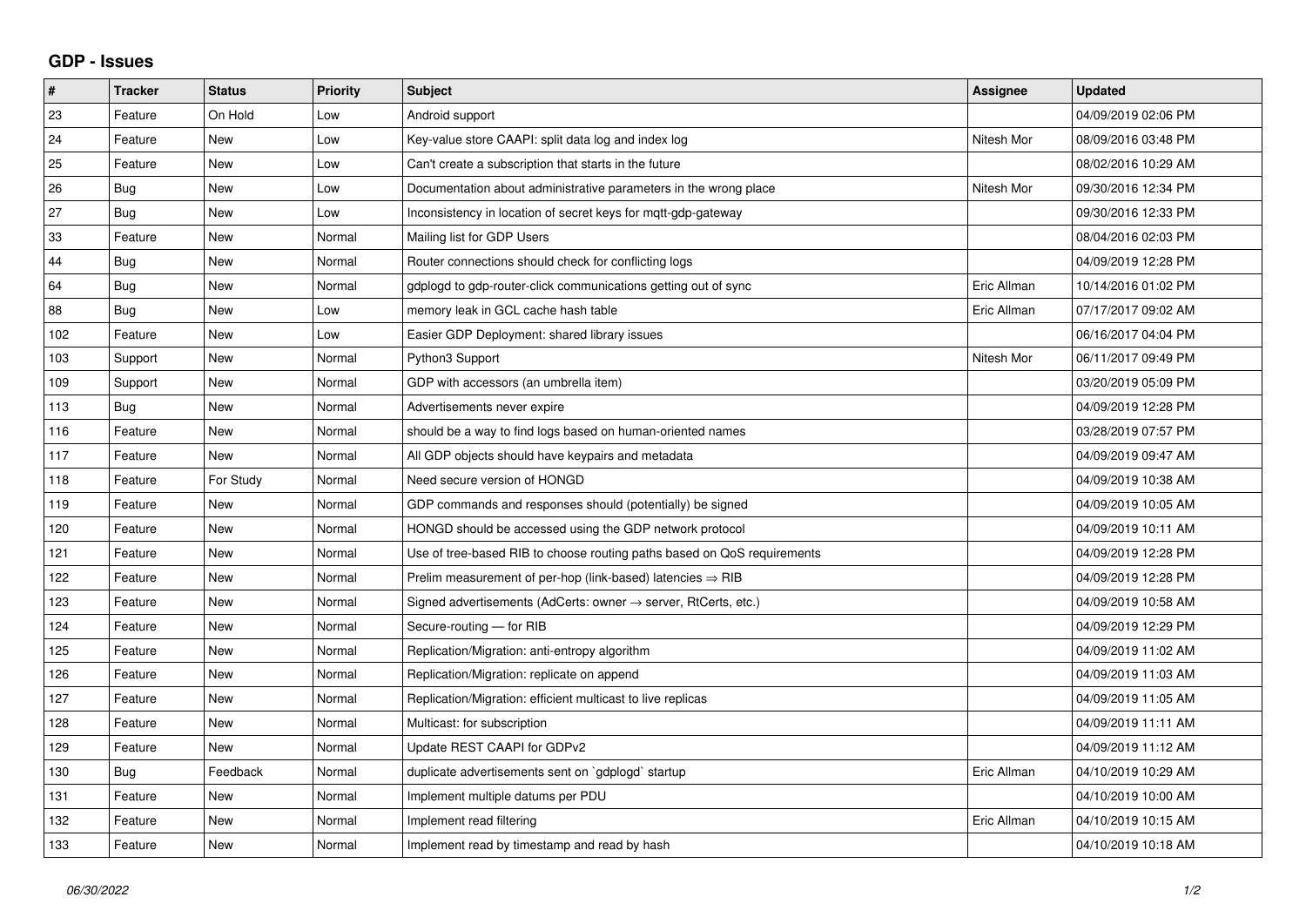## GDP - Issues

| # | Tracker | Status | Priority | Subject | Assignee | Updated |
|---|---|---|---|---|---|---|
| 23 | Feature | On Hold | Low | Android support | | 04/09/2019 02:06 PM |
| 24 | Feature | New | Low | Key-value store CAAPI: split data log and index log | Nitesh Mor | 08/09/2016 03:48 PM |
| 25 | Feature | New | Low | Can't create a subscription that starts in the future | | 08/02/2016 10:29 AM |
| 26 | Bug | New | Low | Documentation about administrative parameters in the wrong place | Nitesh Mor | 09/30/2016 12:34 PM |
| 27 | Bug | New | Low | Inconsistency in location of secret keys for mqtt-gdp-gateway | | 09/30/2016 12:33 PM |
| 33 | Feature | New | Normal | Mailing list for GDP Users | | 08/04/2016 02:03 PM |
| 44 | Bug | New | Normal | Router connections should check for conflicting logs | | 04/09/2019 12:28 PM |
| 64 | Bug | New | Normal | gdplogd to gdp-router-click communications getting out of sync | Eric Allman | 10/14/2016 01:02 PM |
| 88 | Bug | New | Low | memory leak in GCL cache hash table | Eric Allman | 07/17/2017 09:02 AM |
| 102 | Feature | New | Low | Easier GDP Deployment: shared library issues | | 06/16/2017 04:04 PM |
| 103 | Support | New | Normal | Python3 Support | Nitesh Mor | 06/11/2017 09:49 PM |
| 109 | Support | New | Normal | GDP with accessors (an umbrella item) | | 03/20/2019 05:09 PM |
| 113 | Bug | New | Normal | Advertisements never expire | | 04/09/2019 12:28 PM |
| 116 | Feature | New | Normal | should be a way to find logs based on human-oriented names | | 03/28/2019 07:57 PM |
| 117 | Feature | New | Normal | All GDP objects should have keypairs and metadata | | 04/09/2019 09:47 AM |
| 118 | Feature | For Study | Normal | Need secure version of HONGD | | 04/09/2019 10:38 AM |
| 119 | Feature | New | Normal | GDP commands and responses should (potentially) be signed | | 04/09/2019 10:05 AM |
| 120 | Feature | New | Normal | HONGD should be accessed using the GDP network protocol | | 04/09/2019 10:11 AM |
| 121 | Feature | New | Normal | Use of tree-based RIB to choose routing paths based on QoS requirements | | 04/09/2019 12:28 PM |
| 122 | Feature | New | Normal | Prelim measurement of per-hop (link-based) latencies ⇒ RIB | | 04/09/2019 12:28 PM |
| 123 | Feature | New | Normal | Signed advertisements (AdCerts: owner → server, RtCerts, etc.) | | 04/09/2019 10:58 AM |
| 124 | Feature | New | Normal | Secure-routing — for RIB | | 04/09/2019 12:29 PM |
| 125 | Feature | New | Normal | Replication/Migration: anti-entropy algorithm | | 04/09/2019 11:02 AM |
| 126 | Feature | New | Normal | Replication/Migration: replicate on append | | 04/09/2019 11:03 AM |
| 127 | Feature | New | Normal | Replication/Migration: efficient multicast to live replicas | | 04/09/2019 11:05 AM |
| 128 | Feature | New | Normal | Multicast: for subscription | | 04/09/2019 11:11 AM |
| 129 | Feature | New | Normal | Update REST CAAPI for GDPv2 | | 04/09/2019 11:12 AM |
| 130 | Bug | Feedback | Normal | duplicate advertisements sent on `gdplogd` startup | Eric Allman | 04/10/2019 10:29 AM |
| 131 | Feature | New | Normal | Implement multiple datums per PDU | | 04/10/2019 10:00 AM |
| 132 | Feature | New | Normal | Implement read filtering | Eric Allman | 04/10/2019 10:15 AM |
| 133 | Feature | New | Normal | Implement read by timestamp and read by hash | | 04/10/2019 10:18 AM |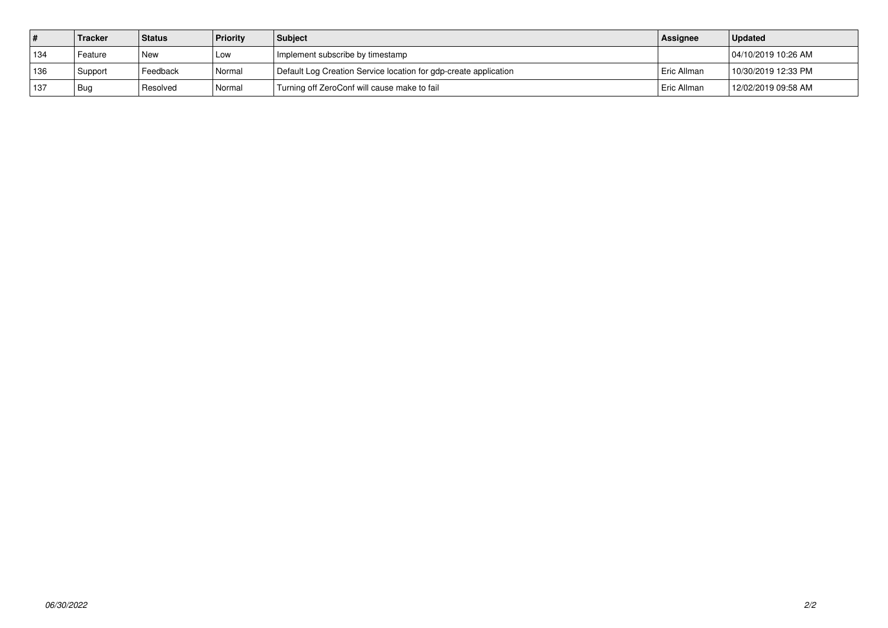| # | Tracker | Status | Priority | Subject | Assignee | Updated |
|---|---|---|---|---|---|---|
| 134 | Feature | New | Low | Implement subscribe by timestamp | | 04/10/2019 10:26 AM |
| 136 | Support | Feedback | Normal | Default Log Creation Service location for gdp-create application | Eric Allman | 10/30/2019 12:33 PM |
| 137 | Bug | Resolved | Normal | Turning off ZeroConf will cause make to fail | Eric Allman | 12/02/2019 09:58 AM |